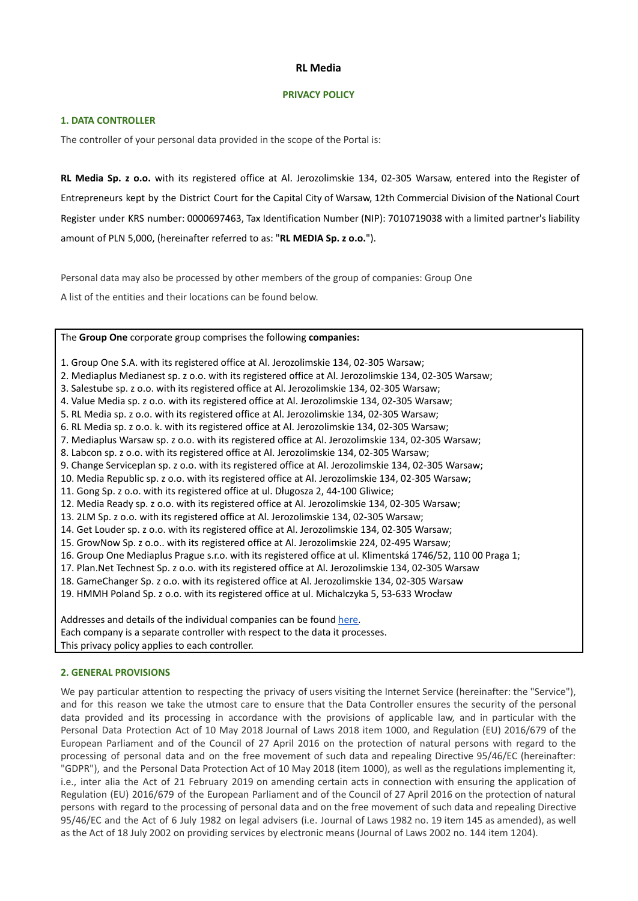# RL Media

## PRIVACY POLICY

### 1. DATA CONTROLLER

The controller of your personal data provided in the scope of the Portal is:

**RL Media Sp. z o.o.** with its registered office at Al. Jerozolimskie 134, 02-305 Warsaw, entered into the Register of Entrepreneurs kept by the District Court for the Capital City of Warsaw, 12th Commercial Division of the National Court Register under KRS number: 0000697463, Tax Identification Number (NIP): 7010719038 with a limited partner's liability amount of PLN 5,000, (hereinafter referred to as: "**RL MEDIA Sp. z o.o.**").

Personal data may also be processed by other members of the group of companies: Group One

A list of the entities and their locations can be found below.

The **Group One** corporate group comprises the following **companies:**

1. Group One S.A. with its registered office at Al. Jerozolimskie 134, 02-305 Warsaw;
2. Mediaplus Medianest sp. z o.o. with its registered office at Al. Jerozolimskie 134, 02-305 Warsaw;
3. Salestube sp. z o.o. with its registered office at Al. Jerozolimskie 134, 02-305 Warsaw;
4. Value Media sp. z o.o. with its registered office at Al. Jerozolimskie 134, 02-305 Warsaw;
5. RL Media sp. z o.o. with its registered office at Al. Jerozolimskie 134, 02-305 Warsaw;
6. RL Media sp. z o.o. k. with its registered office at Al. Jerozolimskie 134, 02-305 Warsaw;
7. Mediaplus Warsaw sp. z o.o. with its registered office at Al. Jerozolimskie 134, 02-305 Warsaw;
8. Labcon sp. z o.o. with its registered office at Al. Jerozolimskie 134, 02-305 Warsaw;
9. Change Serviceplan sp. z o.o. with its registered office at Al. Jerozolimskie 134, 02-305 Warsaw;
10. Media Republic sp. z o.o. with its registered office at Al. Jerozolimskie 134, 02-305 Warsaw;
11. Gong Sp. z o.o. with its registered office at ul. Długosza 2, 44-100 Gliwice;
12. Media Ready sp. z o.o. with its registered office at Al. Jerozolimskie 134, 02-305 Warsaw;
13. 2LM Sp. z o.o. with its registered office at Al. Jerozolimskie 134, 02-305 Warsaw;
14. Get Louder sp. z o.o. with its registered office at Al. Jerozolimskie 134, 02-305 Warsaw;
15. GrowNow Sp. z o.o.. with its registered office at Al. Jerozolimskie 224, 02-495 Warsaw;
16. Group One Mediaplus Prague s.r.o. with its registered office at ul. Klimentská 1746/52, 110 00 Praga 1;
17. Plan.Net Technest Sp. z o.o. with its registered office at Al. Jerozolimskie 134, 02-305 Warsaw
18. GameChanger Sp. z o.o. with its registered office at Al. Jerozolimskie 134, 02-305 Warsaw
19. HMMH Poland Sp. z o.o. with its registered office at ul. Michalczyka 5, 53-633 Wrocław

Addresses and details of the individual companies can be found here.
Each company is a separate controller with respect to the data it processes.
This privacy policy applies to each controller.

### 2. GENERAL PROVISIONS

We pay particular attention to respecting the privacy of users visiting the Internet Service (hereinafter: the "Service"), and for this reason we take the utmost care to ensure that the Data Controller ensures the security of the personal data provided and its processing in accordance with the provisions of applicable law, and in particular with the Personal Data Protection Act of 10 May 2018 Journal of Laws 2018 item 1000, and Regulation (EU) 2016/679 of the European Parliament and of the Council of 27 April 2016 on the protection of natural persons with regard to the processing of personal data and on the free movement of such data and repealing Directive 95/46/EC (hereinafter: "GDPR"), and the Personal Data Protection Act of 10 May 2018 (item 1000), as well as the regulations implementing it, i.e., inter alia the Act of 21 February 2019 on amending certain acts in connection with ensuring the application of Regulation (EU) 2016/679 of the European Parliament and of the Council of 27 April 2016 on the protection of natural persons with regard to the processing of personal data and on the free movement of such data and repealing Directive 95/46/EC and the Act of 6 July 1982 on legal advisers (i.e. Journal of Laws 1982 no. 19 item 145 as amended), as well as the Act of 18 July 2002 on providing services by electronic means (Journal of Laws 2002 no. 144 item 1204).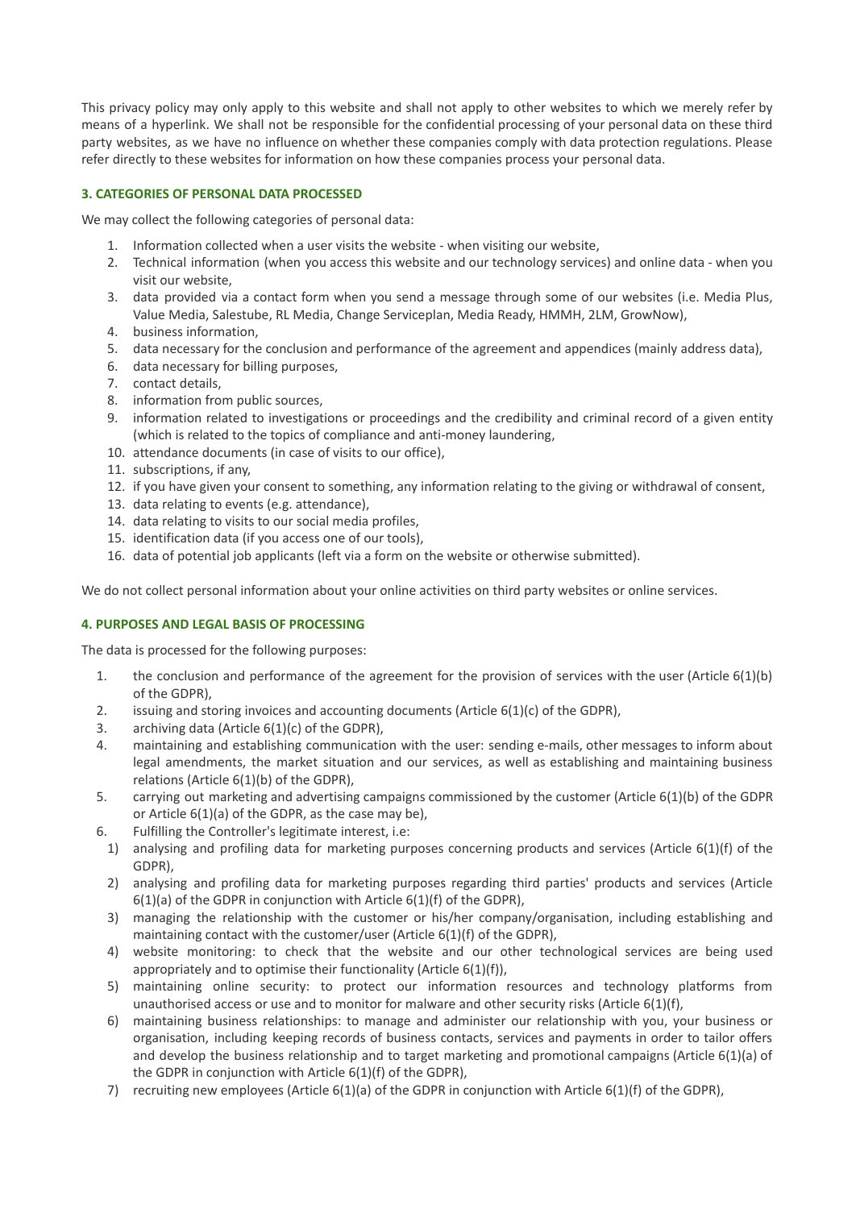This privacy policy may only apply to this website and shall not apply to other websites to which we merely refer by means of a hyperlink. We shall not be responsible for the confidential processing of your personal data on these third party websites, as we have no influence on whether these companies comply with data protection regulations. Please refer directly to these websites for information on how these companies process your personal data.

### 3. CATEGORIES OF PERSONAL DATA PROCESSED

We may collect the following categories of personal data:

1. Information collected when a user visits the website - when visiting our website,
2. Technical information (when you access this website and our technology services) and online data - when you visit our website,
3. data provided via a contact form when you send a message through some of our websites (i.e. Media Plus, Value Media, Salestube, RL Media, Change Serviceplan, Media Ready, HMMH, 2LM, GrowNow),
4. business information,
5. data necessary for the conclusion and performance of the agreement and appendices (mainly address data),
6. data necessary for billing purposes,
7. contact details,
8. information from public sources,
9. information related to investigations or proceedings and the credibility and criminal record of a given entity (which is related to the topics of compliance and anti-money laundering,
10. attendance documents (in case of visits to our office),
11. subscriptions, if any,
12. if you have given your consent to something, any information relating to the giving or withdrawal of consent,
13. data relating to events (e.g. attendance),
14. data relating to visits to our social media profiles,
15. identification data (if you access one of our tools),
16. data of potential job applicants (left via a form on the website or otherwise submitted).

We do not collect personal information about your online activities on third party websites or online services.

### 4. PURPOSES AND LEGAL BASIS OF PROCESSING

The data is processed for the following purposes:

1. the conclusion and performance of the agreement for the provision of services with the user (Article 6(1)(b) of the GDPR),
2. issuing and storing invoices and accounting documents (Article 6(1)(c) of the GDPR),
3. archiving data (Article 6(1)(c) of the GDPR),
4. maintaining and establishing communication with the user: sending e-mails, other messages to inform about legal amendments, the market situation and our services, as well as establishing and maintaining business relations (Article 6(1)(b) of the GDPR),
5. carrying out marketing and advertising campaigns commissioned by the customer (Article 6(1)(b) of the GDPR or Article 6(1)(a) of the GDPR, as the case may be),
6. Fulfilling the Controller's legitimate interest, i.e:
   1) analysing and profiling data for marketing purposes concerning products and services (Article 6(1)(f) of the GDPR),
   2) analysing and profiling data for marketing purposes regarding third parties' products and services (Article 6(1)(a) of the GDPR in conjunction with Article 6(1)(f) of the GDPR),
   3) managing the relationship with the customer or his/her company/organisation, including establishing and maintaining contact with the customer/user (Article 6(1)(f) of the GDPR),
   4) website monitoring: to check that the website and our other technological services are being used appropriately and to optimise their functionality (Article 6(1)(f)),
   5) maintaining online security: to protect our information resources and technology platforms from unauthorised access or use and to monitor for malware and other security risks (Article 6(1)(f),
   6) maintaining business relationships: to manage and administer our relationship with you, your business or organisation, including keeping records of business contacts, services and payments in order to tailor offers and develop the business relationship and to target marketing and promotional campaigns (Article 6(1)(a) of the GDPR in conjunction with Article 6(1)(f) of the GDPR),
   7) recruiting new employees (Article 6(1)(a) of the GDPR in conjunction with Article 6(1)(f) of the GDPR),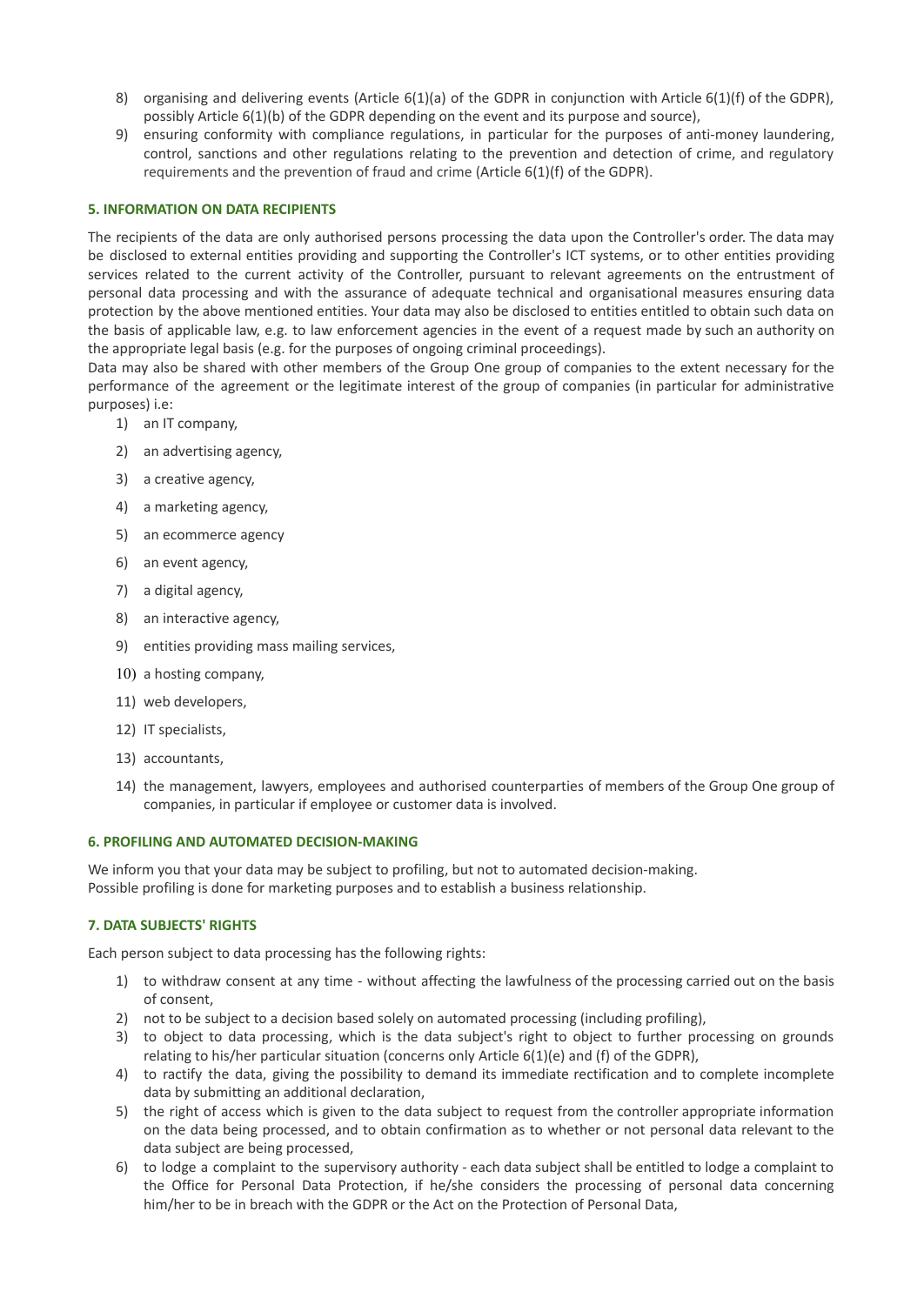8) organising and delivering events (Article 6(1)(a) of the GDPR in conjunction with Article 6(1)(f) of the GDPR), possibly Article 6(1)(b) of the GDPR depending on the event and its purpose and source),
9) ensuring conformity with compliance regulations, in particular for the purposes of anti-money laundering, control, sanctions and other regulations relating to the prevention and detection of crime, and regulatory requirements and the prevention of fraud and crime (Article 6(1)(f) of the GDPR).

## 5. INFORMATION ON DATA RECIPIENTS

The recipients of the data are only authorised persons processing the data upon the Controller's order. The data may be disclosed to external entities providing and supporting the Controller's ICT systems, or to other entities providing services related to the current activity of the Controller, pursuant to relevant agreements on the entrustment of personal data processing and with the assurance of adequate technical and organisational measures ensuring data protection by the above mentioned entities. Your data may also be disclosed to entities entitled to obtain such data on the basis of applicable law, e.g. to law enforcement agencies in the event of a request made by such an authority on the appropriate legal basis (e.g. for the purposes of ongoing criminal proceedings).
Data may also be shared with other members of the Group One group of companies to the extent necessary for the performance of the agreement or the legitimate interest of the group of companies (in particular for administrative purposes) i.e:

1) an IT company,
2) an advertising agency,
3) a creative agency,
4) a marketing agency,
5) an ecommerce agency
6) an event agency,
7) a digital agency,
8) an interactive agency,
9) entities providing mass mailing services,
10) a hosting company,
11) web developers,
12) IT specialists,
13) accountants,
14) the management, lawyers, employees and authorised counterparties of members of the Group One group of companies, in particular if employee or customer data is involved.

## 6. PROFILING AND AUTOMATED DECISION-MAKING

We inform you that your data may be subject to profiling, but not to automated decision-making.
Possible profiling is done for marketing purposes and to establish a business relationship.

## 7. DATA SUBJECTS' RIGHTS

Each person subject to data processing has the following rights:

1) to withdraw consent at any time - without affecting the lawfulness of the processing carried out on the basis of consent,
2) not to be subject to a decision based solely on automated processing (including profiling),
3) to object to data processing, which is the data subject's right to object to further processing on grounds relating to his/her particular situation (concerns only Article 6(1)(e) and (f) of the GDPR),
4) to ractify the data, giving the possibility to demand its immediate rectification and to complete incomplete data by submitting an additional declaration,
5) the right of access which is given to the data subject to request from the controller appropriate information on the data being processed, and to obtain confirmation as to whether or not personal data relevant to the data subject are being processed,
6) to lodge a complaint to the supervisory authority - each data subject shall be entitled to lodge a complaint to the Office for Personal Data Protection, if he/she considers the processing of personal data concerning him/her to be in breach with the GDPR or the Act on the Protection of Personal Data,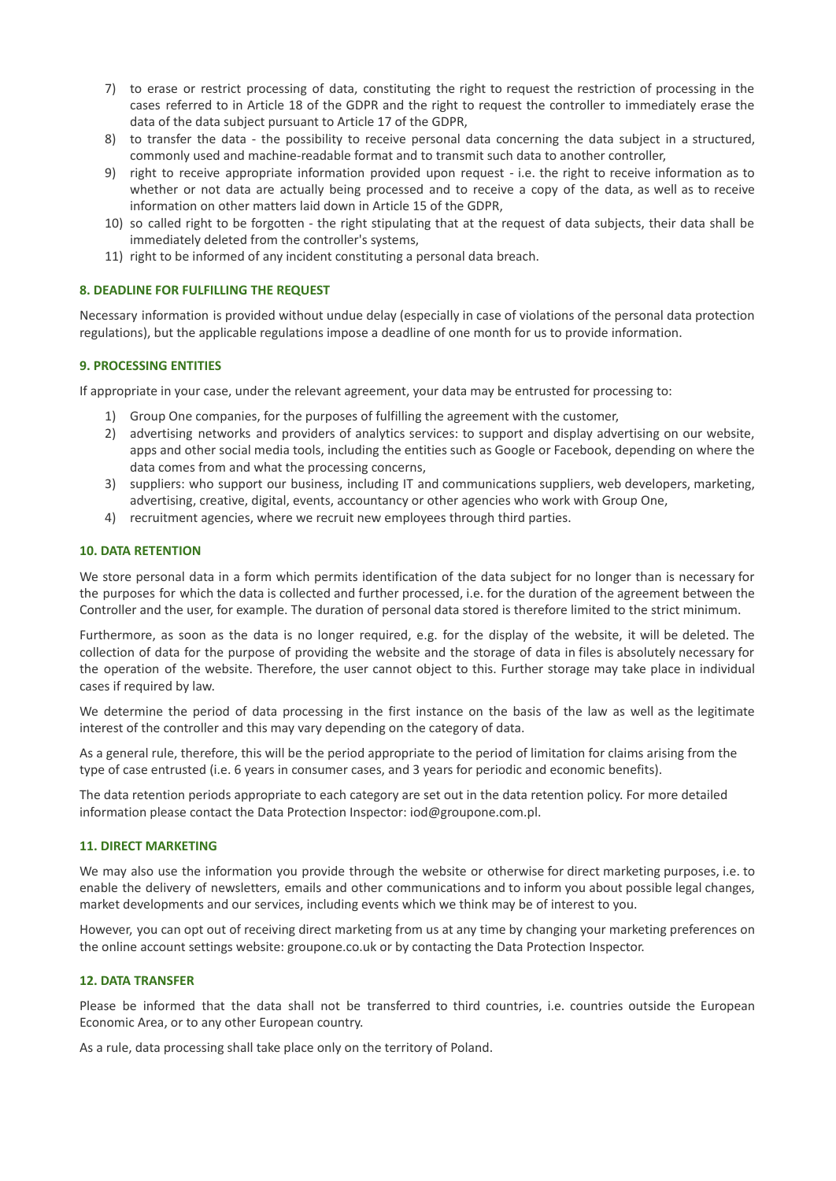7) to erase or restrict processing of data, constituting the right to request the restriction of processing in the cases referred to in Article 18 of the GDPR and the right to request the controller to immediately erase the data of the data subject pursuant to Article 17 of the GDPR,
8) to transfer the data - the possibility to receive personal data concerning the data subject in a structured, commonly used and machine-readable format and to transmit such data to another controller,
9) right to receive appropriate information provided upon request - i.e. the right to receive information as to whether or not data are actually being processed and to receive a copy of the data, as well as to receive information on other matters laid down in Article 15 of the GDPR,
10) so called right to be forgotten - the right stipulating that at the request of data subjects, their data shall be immediately deleted from the controller's systems,
11) right to be informed of any incident constituting a personal data breach.

## 8. DEADLINE FOR FULFILLING THE REQUEST

Necessary information is provided without undue delay (especially in case of violations of the personal data protection regulations), but the applicable regulations impose a deadline of one month for us to provide information.

## 9. PROCESSING ENTITIES

If appropriate in your case, under the relevant agreement, your data may be entrusted for processing to:

1) Group One companies, for the purposes of fulfilling the agreement with the customer,
2) advertising networks and providers of analytics services: to support and display advertising on our website, apps and other social media tools, including the entities such as Google or Facebook, depending on where the data comes from and what the processing concerns,
3) suppliers: who support our business, including IT and communications suppliers, web developers, marketing, advertising, creative, digital, events, accountancy or other agencies who work with Group One,
4) recruitment agencies, where we recruit new employees through third parties.

## 10. DATA RETENTION

We store personal data in a form which permits identification of the data subject for no longer than is necessary for the purposes for which the data is collected and further processed, i.e. for the duration of the agreement between the Controller and the user, for example. The duration of personal data stored is therefore limited to the strict minimum.

Furthermore, as soon as the data is no longer required, e.g. for the display of the website, it will be deleted. The collection of data for the purpose of providing the website and the storage of data in files is absolutely necessary for the operation of the website. Therefore, the user cannot object to this. Further storage may take place in individual cases if required by law.

We determine the period of data processing in the first instance on the basis of the law as well as the legitimate interest of the controller and this may vary depending on the category of data.

As a general rule, therefore, this will be the period appropriate to the period of limitation for claims arising from the type of case entrusted (i.e. 6 years in consumer cases, and 3 years for periodic and economic benefits).

The data retention periods appropriate to each category are set out in the data retention policy. For more detailed information please contact the Data Protection Inspector: iod@groupone.com.pl.

## 11. DIRECT MARKETING

We may also use the information you provide through the website or otherwise for direct marketing purposes, i.e. to enable the delivery of newsletters, emails and other communications and to inform you about possible legal changes, market developments and our services, including events which we think may be of interest to you.

However, you can opt out of receiving direct marketing from us at any time by changing your marketing preferences on the online account settings website: groupone.co.uk or by contacting the Data Protection Inspector.

## 12. DATA TRANSFER

Please be informed that the data shall not be transferred to third countries, i.e. countries outside the European Economic Area, or to any other European country.

As a rule, data processing shall take place only on the territory of Poland.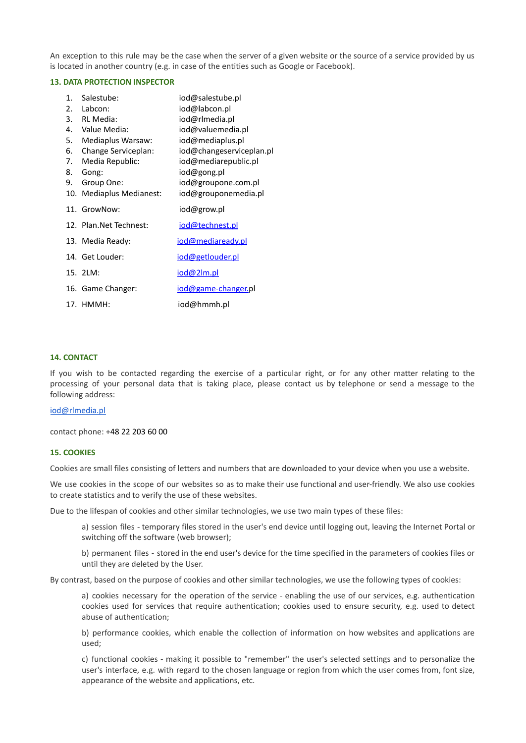An exception to this rule may be the case when the server of a given website or the source of a service provided by us is located in another country (e.g. in case of the entities such as Google or Facebook).

### 13. DATA PROTECTION INSPECTOR

1. Salestube: iod@salestube.pl
2. Labcon: iod@labcon.pl
3. RL Media: iod@rlmedia.pl
4. Value Media: iod@valuemedia.pl
5. Mediaplus Warsaw: iod@mediaplus.pl
6. Change Serviceplan: iod@changeserviceplan.pl
7. Media Republic: iod@mediarepublic.pl
8. Gong: iod@gong.pl
9. Group One: iod@groupone.com.pl
10. Mediaplus Medianest: iod@grouponemedia.pl
11. GrowNow: iod@grow.pl
12. Plan.Net Technest: iod@technest.pl
13. Media Ready: iod@mediaready.pl
14. Get Louder: iod@getlouder.pl
15. 2LM: iod@2lm.pl
16. Game Changer: iod@game-changer.pl
17. HMMH: iod@hmmh.pl

### 14. CONTACT

If you wish to be contacted regarding the exercise of a particular right, or for any other matter relating to the processing of your personal data that is taking place, please contact us by telephone or send a message to the following address:

iod@rlmedia.pl

contact phone: +48 22 203 60 00

### 15. COOKIES

Cookies are small files consisting of letters and numbers that are downloaded to your device when you use a website.

We use cookies in the scope of our websites so as to make their use functional and user-friendly. We also use cookies to create statistics and to verify the use of these websites.

Due to the lifespan of cookies and other similar technologies, we use two main types of these files:

a) session files - temporary files stored in the user's end device until logging out, leaving the Internet Portal or switching off the software (web browser);

b) permanent files - stored in the end user's device for the time specified in the parameters of cookies files or until they are deleted by the User.

By contrast, based on the purpose of cookies and other similar technologies, we use the following types of cookies:

a) cookies necessary for the operation of the service - enabling the use of our services, e.g. authentication cookies used for services that require authentication; cookies used to ensure security, e.g. used to detect abuse of authentication;

b) performance cookies, which enable the collection of information on how websites and applications are used;

c) functional cookies - making it possible to "remember" the user's selected settings and to personalize the user's interface, e.g. with regard to the chosen language or region from which the user comes from, font size, appearance of the website and applications, etc.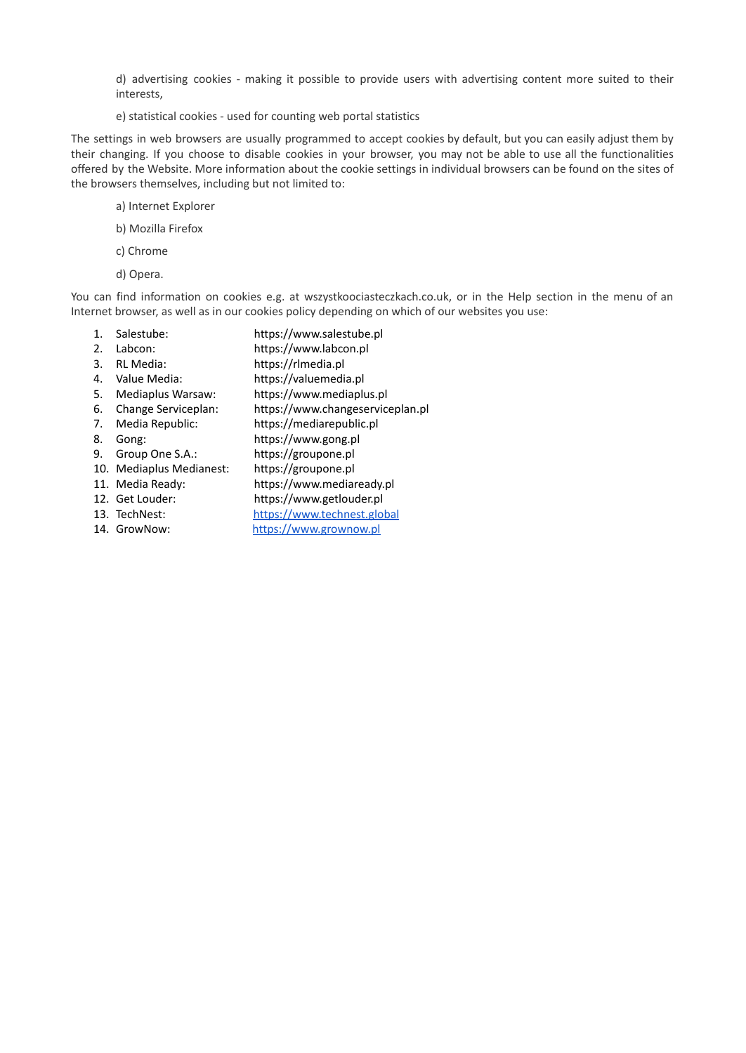d) advertising cookies - making it possible to provide users with advertising content more suited to their interests,

e) statistical cookies - used for counting web portal statistics

The settings in web browsers are usually programmed to accept cookies by default, but you can easily adjust them by their changing. If you choose to disable cookies in your browser, you may not be able to use all the functionalities offered by the Website. More information about the cookie settings in individual browsers can be found on the sites of the browsers themselves, including but not limited to:

a) Internet Explorer

b) Mozilla Firefox

c) Chrome

d) Opera.

You can find information on cookies e.g. at wszystkoociasteczkach.co.uk, or in the Help section in the menu of an Internet browser, as well as in our cookies policy depending on which of our websites you use:

1. Salestube: https://www.salestube.pl
2. Labcon: https://www.labcon.pl
3. RL Media: https://rlmedia.pl
4. Value Media: https://valuemedia.pl
5. Mediaplus Warsaw: https://www.mediaplus.pl
6. Change Serviceplan: https://www.changeserviceplan.pl
7. Media Republic: https://mediarepublic.pl
8. Gong: https://www.gong.pl
9. Group One S.A.: https://groupone.pl
10. Mediaplus Medianest: https://groupone.pl
11. Media Ready: https://www.mediaready.pl
12. Get Louder: https://www.getlouder.pl
13. TechNest: https://www.technest.global
14. GrowNow: https://www.grownow.pl